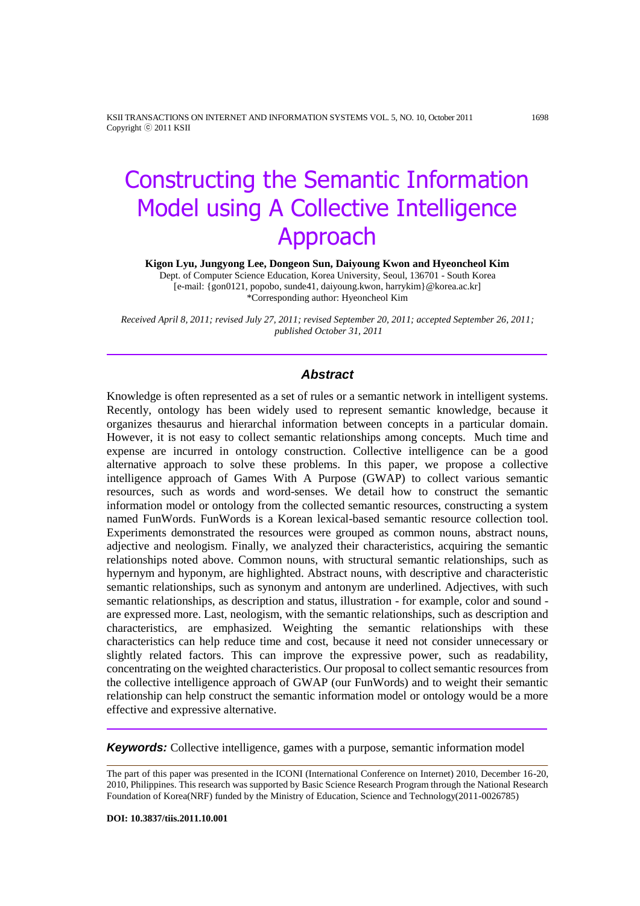# Constructing the Semantic Information Model using A Collective Intelligence Approach

**Kigon Lyu, Jungyong Lee, Dongeon Sun, Daiyoung Kwon and Hyeoncheol Kim**

Dept. of Computer Science Education, Korea University, Seoul, 136701 - South Korea
[e-mail: {gon0121, popobo, sunde41, daiyoung.kwon, harrykim}@korea.ac.kr]
*Corresponding author: Hyeoncheol Kim

*Received April 8, 2011; revised July 27, 2011; revised September 20, 2011; accepted September 26, 2011; published October 31, 2011*

---

## *Abstract*

Knowledge is often represented as a set of rules or a semantic network in intelligent systems. Recently, ontology has been widely used to represent semantic knowledge, because it organizes thesaurus and hierarchal information between concepts in a particular domain. However, it is not easy to collect semantic relationships among concepts. Much time and expense are incurred in ontology construction. Collective intelligence can be a good alternative approach to solve these problems. In this paper, we propose a collective intelligence approach of Games With A Purpose (GWAP) to collect various semantic resources, such as words and word-senses. We detail how to construct the semantic information model or ontology from the collected semantic resources, constructing a system named FunWords. FunWords is a Korean lexical-based semantic resource collection tool. Experiments demonstrated the resources were grouped as common nouns, abstract nouns, adjective and neologism. Finally, we analyzed their characteristics, acquiring the semantic relationships noted above. Common nouns, with structural semantic relationships, such as hypernym and hyponym, are highlighted. Abstract nouns, with descriptive and characteristic semantic relationships, such as synonym and antonym are underlined. Adjectives, with such semantic relationships, as description and status, illustration - for example, color and sound - are expressed more. Last, neologism, with the semantic relationships, such as description and characteristics, are emphasized. Weighting the semantic relationships with these characteristics can help reduce time and cost, because it need not consider unnecessary or slightly related factors. This can improve the expressive power, such as readability, concentrating on the weighted characteristics. Our proposal to collect semantic resources from the collective intelligence approach of GWAP (our FunWords) and to weight their semantic relationship can help construct the semantic information model or ontology would be a more effective and expressive alternative.

---

***Keywords:*** Collective intelligence, games with a purpose, semantic information model

---

The part of this paper was presented in the ICONI (International Conference on Internet) 2010, December 16-20, 2010, Philippines. This research was supported by Basic Science Research Program through the National Research Foundation of Korea(NRF) funded by the Ministry of Education, Science and Technology(2011-0026785)

**DOI: 10.3837/tiis.2011.10.001**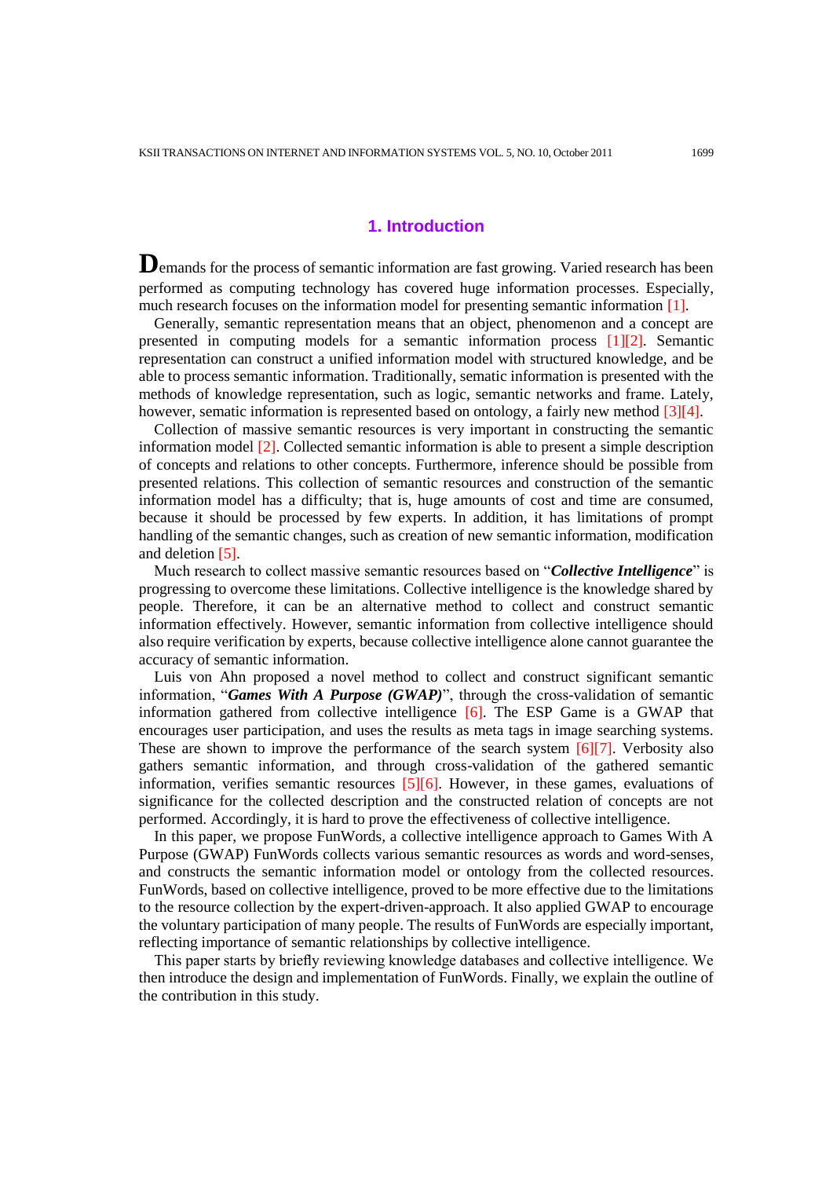# 1. Introduction

Demands for the process of semantic information are fast growing. Varied research has been performed as computing technology has covered huge information processes. Especially, much research focuses on the information model for presenting semantic information [1].

Generally, semantic representation means that an object, phenomenon and a concept are presented in computing models for a semantic information process [1][2]. Semantic representation can construct a unified information model with structured knowledge, and be able to process semantic information. Traditionally, sematic information is presented with the methods of knowledge representation, such as logic, semantic networks and frame. Lately, however, sematic information is represented based on ontology, a fairly new method [3][4].

Collection of massive semantic resources is very important in constructing the semantic information model [2]. Collected semantic information is able to present a simple description of concepts and relations to other concepts. Furthermore, inference should be possible from presented relations. This collection of semantic resources and construction of the semantic information model has a difficulty; that is, huge amounts of cost and time are consumed, because it should be processed by few experts. In addition, it has limitations of prompt handling of the semantic changes, such as creation of new semantic information, modification and deletion [5].

Much research to collect massive semantic resources based on "***Collective Intelligence***" is progressing to overcome these limitations. Collective intelligence is the knowledge shared by people. Therefore, it can be an alternative method to collect and construct semantic information effectively. However, semantic information from collective intelligence should also require verification by experts, because collective intelligence alone cannot guarantee the accuracy of semantic information.

Luis von Ahn proposed a novel method to collect and construct significant semantic information, "***Games With A Purpose (GWAP)***", through the cross-validation of semantic information gathered from collective intelligence [6]. The ESP Game is a GWAP that encourages user participation, and uses the results as meta tags in image searching systems. These are shown to improve the performance of the search system [6][7]. Verbosity also gathers semantic information, and through cross-validation of the gathered semantic information, verifies semantic resources [5][6]. However, in these games, evaluations of significance for the collected description and the constructed relation of concepts are not performed. Accordingly, it is hard to prove the effectiveness of collective intelligence.

In this paper, we propose FunWords, a collective intelligence approach to Games With A Purpose (GWAP) FunWords collects various semantic resources as words and word-senses, and constructs the semantic information model or ontology from the collected resources. FunWords, based on collective intelligence, proved to be more effective due to the limitations to the resource collection by the expert-driven-approach. It also applied GWAP to encourage the voluntary participation of many people. The results of FunWords are especially important, reflecting importance of semantic relationships by collective intelligence.

This paper starts by briefly reviewing knowledge databases and collective intelligence. We then introduce the design and implementation of FunWords. Finally, we explain the outline of the contribution in this study.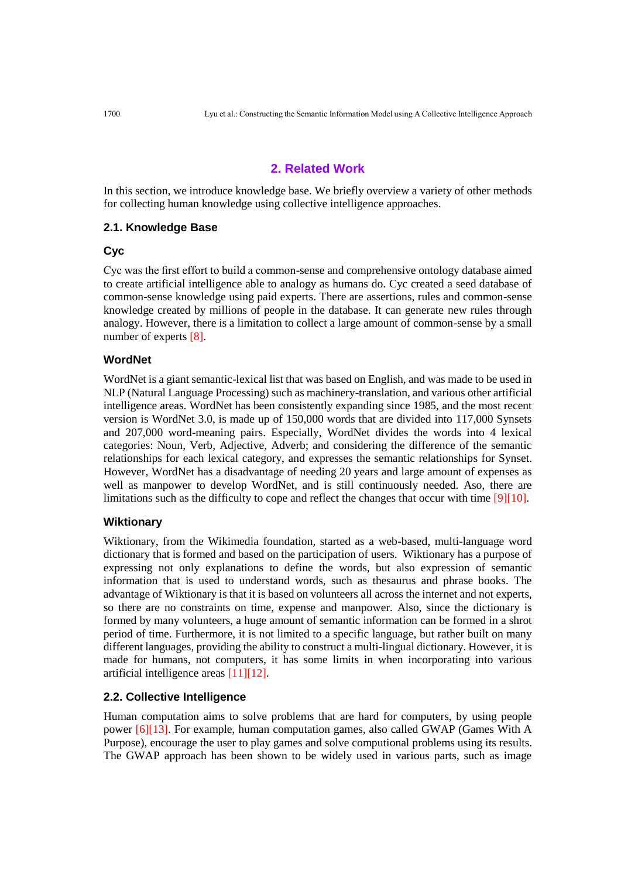## 2. Related Work

In this section, we introduce knowledge base. We briefly overview a variety of other methods for collecting human knowledge using collective intelligence approaches.

### 2.1. Knowledge Base

#### Cyc

Cyc was the first effort to build a common-sense and comprehensive ontology database aimed to create artificial intelligence able to analogy as humans do. Cyc created a seed database of common-sense knowledge using paid experts. There are assertions, rules and common-sense knowledge created by millions of people in the database. It can generate new rules through analogy. However, there is a limitation to collect a large amount of common-sense by a small number of experts [8].

#### WordNet

WordNet is a giant semantic-lexical list that was based on English, and was made to be used in NLP (Natural Language Processing) such as machinery-translation, and various other artificial intelligence areas. WordNet has been consistently expanding since 1985, and the most recent version is WordNet 3.0, is made up of 150,000 words that are divided into 117,000 Synsets and 207,000 word-meaning pairs. Especially, WordNet divides the words into 4 lexical categories: Noun, Verb, Adjective, Adverb; and considering the difference of the semantic relationships for each lexical category, and expresses the semantic relationships for Synset. However, WordNet has a disadvantage of needing 20 years and large amount of expenses as well as manpower to develop WordNet, and is still continuously needed. Also, there are limitations such as the difficulty to cope and reflect the changes that occur with time [9][10].

#### Wiktionary

Wiktionary, from the Wikimedia foundation, started as a web-based, multi-language word dictionary that is formed and based on the participation of users. Wiktionary has a purpose of expressing not only explanations to define the words, but also expression of semantic information that is used to understand words, such as thesaurus and phrase books. The advantage of Wiktionary is that it is based on volunteers all across the internet and not experts, so there are no constraints on time, expense and manpower. Also, since the dictionary is formed by many volunteers, a huge amount of semantic information can be formed in a shrot period of time. Furthermore, it is not limited to a specific language, but rather built on many different languages, providing the ability to construct a multi-lingual dictionary. However, it is made for humans, not computers, it has some limits in when incorporating into various artificial intelligence areas [11][12].

### 2.2. Collective Intelligence

Human computation aims to solve problems that are hard for computers, by using people power [6][13]. For example, human computation games, also called GWAP (Games With A Purpose), encourage the user to play games and solve computional problems using its results. The GWAP approach has been shown to be widely used in various parts, such as image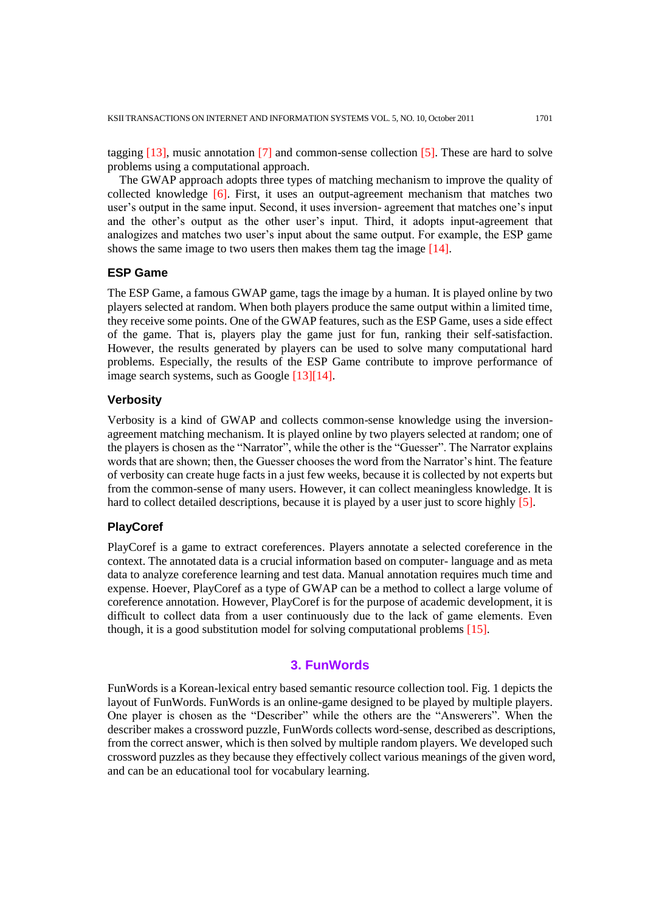tagging [13], music annotation [7] and common-sense collection [5]. These are hard to solve problems using a computational approach.

The GWAP approach adopts three types of matching mechanism to improve the quality of collected knowledge [6]. First, it uses an output-agreement mechanism that matches two user's output in the same input. Second, it uses inversion- agreement that matches one's input and the other's output as the other user's input. Third, it adopts input-agreement that analogizes and matches two user's input about the same output. For example, the ESP game shows the same image to two users then makes them tag the image [14].

### ESP Game

The ESP Game, a famous GWAP game, tags the image by a human. It is played online by two players selected at random. When both players produce the same output within a limited time, they receive some points. One of the GWAP features, such as the ESP Game, uses a side effect of the game. That is, players play the game just for fun, ranking their self-satisfaction. However, the results generated by players can be used to solve many computational hard problems. Especially, the results of the ESP Game contribute to improve performance of image search systems, such as Google [13][14].

### Verbosity

Verbosity is a kind of GWAP and collects common-sense knowledge using the inversion-agreement matching mechanism. It is played online by two players selected at random; one of the players is chosen as the "Narrator", while the other is the "Guesser". The Narrator explains words that are shown; then, the Guesser chooses the word from the Narrator's hint. The feature of verbosity can create huge facts in a just few weeks, because it is collected by not experts but from the common-sense of many users. However, it can collect meaningless knowledge. It is hard to collect detailed descriptions, because it is played by a user just to score highly [5].

### PlayCoref

PlayCoref is a game to extract coreferences. Players annotate a selected coreference in the context. The annotated data is a crucial information based on computer- language and as meta data to analyze coreference learning and test data. Manual annotation requires much time and expense. Hoever, PlayCoref as a type of GWAP can be a method to collect a large volume of coreference annotation. However, PlayCoref is for the purpose of academic development, it is difficult to collect data from a user continuously due to the lack of game elements. Even though, it is a good substitution model for solving computational problems [15].

## 3. FunWords

FunWords is a Korean-lexical entry based semantic resource collection tool. Fig. 1 depicts the layout of FunWords. FunWords is an online-game designed to be played by multiple players. One player is chosen as the "Describer" while the others are the "Answerers". When the describer makes a crossword puzzle, FunWords collects word-sense, described as descriptions, from the correct answer, which is then solved by multiple random players. We developed such crossword puzzles as they because they effectively collect various meanings of the given word, and can be an educational tool for vocabulary learning.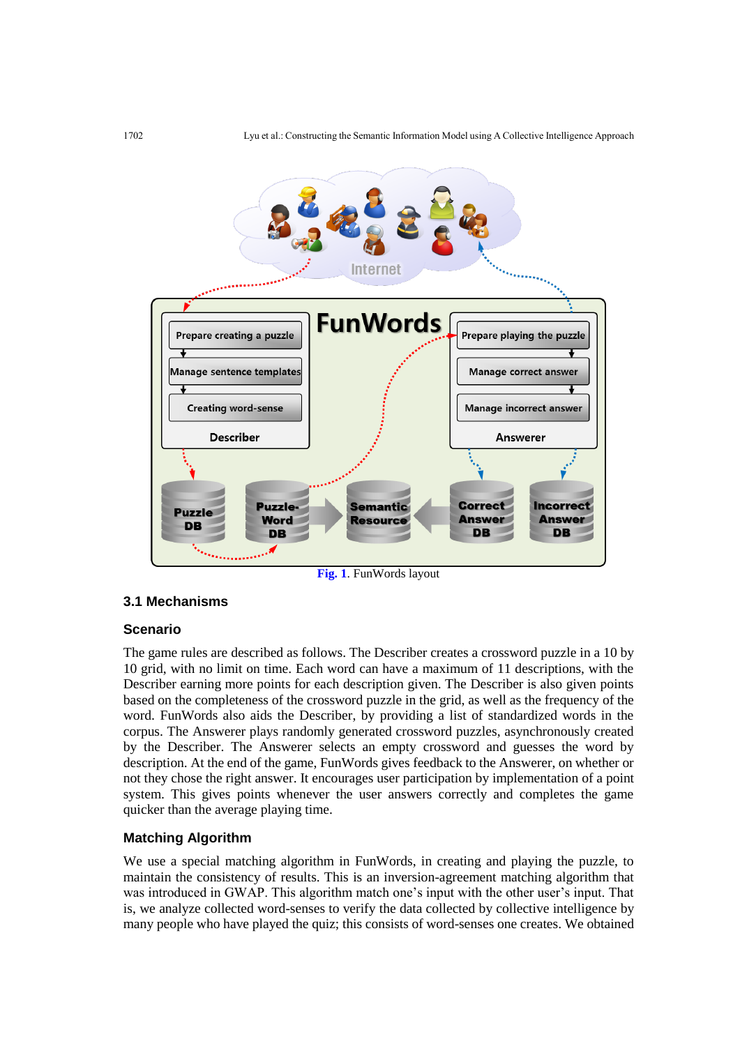Fig. 1. FunWords layout

### 3.1 Mechanisms

#### Scenario

The game rules are described as follows. The Describer creates a crossword puzzle in a 10 by 10 grid, with no limit on time. Each word can have a maximum of 11 descriptions, with the Describer earning more points for each description given. The Describer is also given points based on the completeness of the crossword puzzle in the grid, as well as the frequency of the word. FunWords also aids the Describer, by providing a list of standardized words in the corpus. The Answerer plays randomly generated crossword puzzles, asynchronously created by the Describer. The Answerer selects an empty crossword and guesses the word by description. At the end of the game, FunWords gives feedback to the Answerer, on whether or not they chose the right answer. It encourages user participation by implementation of a point system. This gives points whenever the user answers correctly and completes the game quicker than the average playing time.

#### Matching Algorithm

We use a special matching algorithm in FunWords, in creating and playing the puzzle, to maintain the consistency of results. This is an inversion-agreement matching algorithm that was introduced in GWAP. This algorithm match one's input with the other user's input. That is, we analyze collected word-senses to verify the data collected by collective intelligence by many people who have played the quiz; this consists of word-senses one creates. We obtained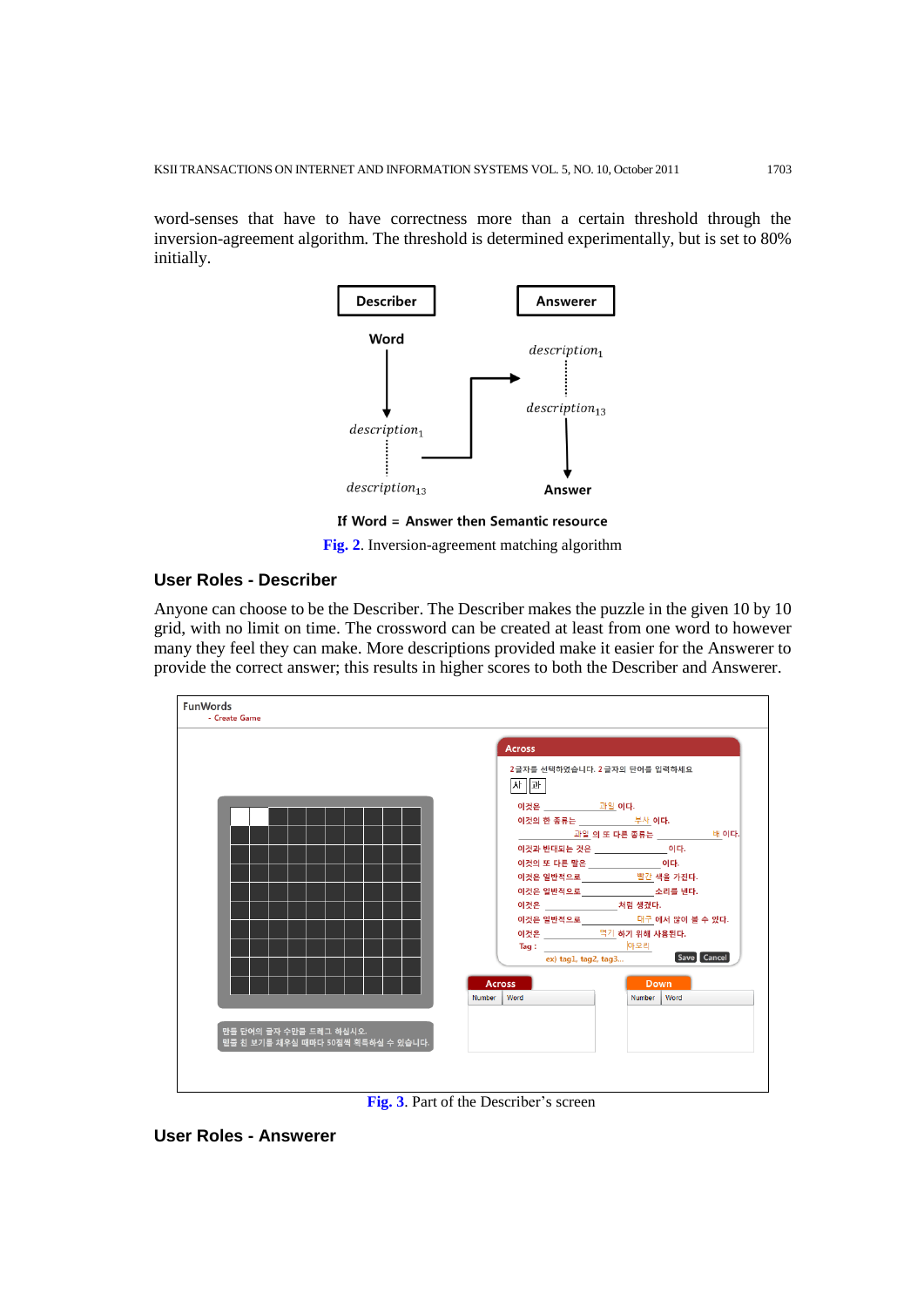word-senses that have to have correctness more than a certain threshold through the inversion-agreement algorithm. The threshold is determined experimentally, but is set to 80% initially.

Describer

Answerer

Word

$description_1$

$description_{13}$

$description_1$

$description_{13}$

Answer

If Word = Answer then Semantic resource

**Fig. 2**. Inversion-agreement matching algorithm

### User Roles - Describer

Anyone can choose to be the Describer. The Describer makes the puzzle in the given 10 by 10 grid, with no limit on time. The crossword can be created at least from one word to however many they feel they can make. More descriptions provided make it easier for the Answerer to provide the correct answer; this results in higher scores to both the Describer and Answerer.

**Fig. 3**. Part of the Describer's screen

### User Roles - Answerer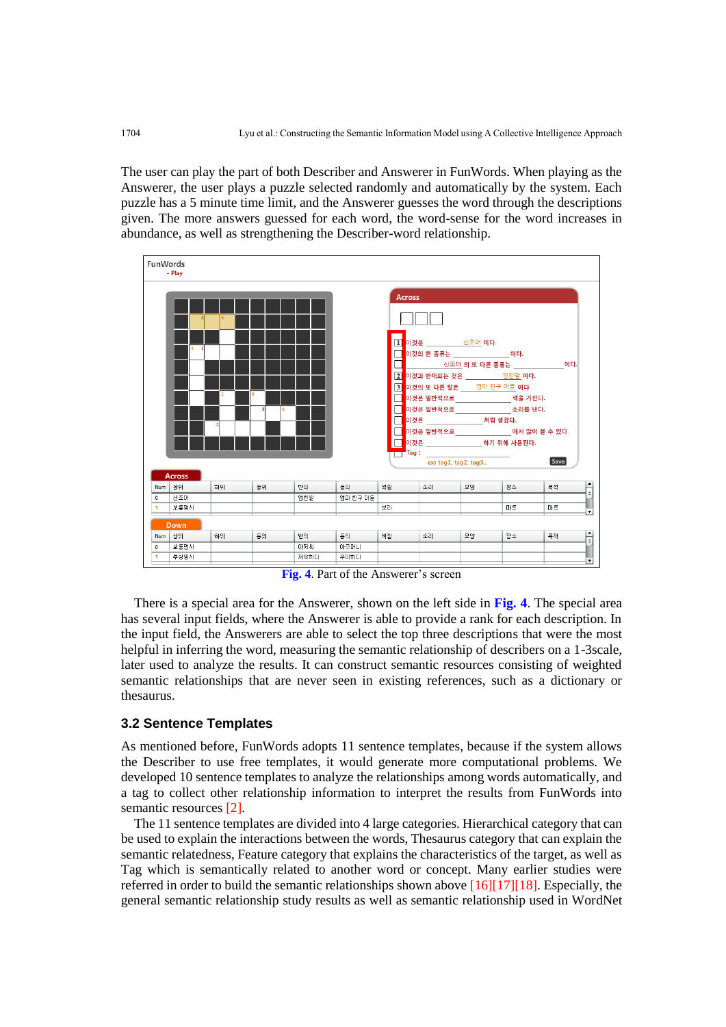The user can play the part of both Describer and Answerer in FunWords. When playing as the Answerer, the user plays a puzzle selected randomly and automatically by the system. Each puzzle has a 5 minute time limit, and the Answerer guesses the word through the descriptions given. The more answers guessed for each word, the word-sense for the word increases in abundance, as well as strengthening the Describer-word relationship.

**Fig. 4**. Part of the Answerer's screen

There is a special area for the Answerer, shown on the left side in **Fig. 4**. The special area has several input fields, where the Answerer is able to provide a rank for each description. In the input field, the Answerers are able to select the top three descriptions that were the most helpful in inferring the word, measuring the semantic relationship of describers on a 1-3scale, later used to analyze the results. It can construct semantic resources consisting of weighted semantic relationships that are never seen in existing references, such as a dictionary or thesaurus.

### 3.2 Sentence Templates

As mentioned before, FunWords adopts 11 sentence templates, because if the system allows the Describer to use free templates, it would generate more computational problems. We developed 10 sentence templates to analyze the relationships among words automatically, and a tag to collect other relationship information to interpret the results from FunWords into semantic resources [2].

The 11 sentence templates are divided into 4 large categories. Hierarchical category that can be used to explain the interactions between the words, Thesaurus category that can explain the semantic relatedness, Feature category that explains the characteristics of the target, as well as Tag which is semantically related to another word or concept. Many earlier studies were referred in order to build the semantic relationships shown above [16][17][18]. Especially, the general semantic relationship study results as well as semantic relationship used in WordNet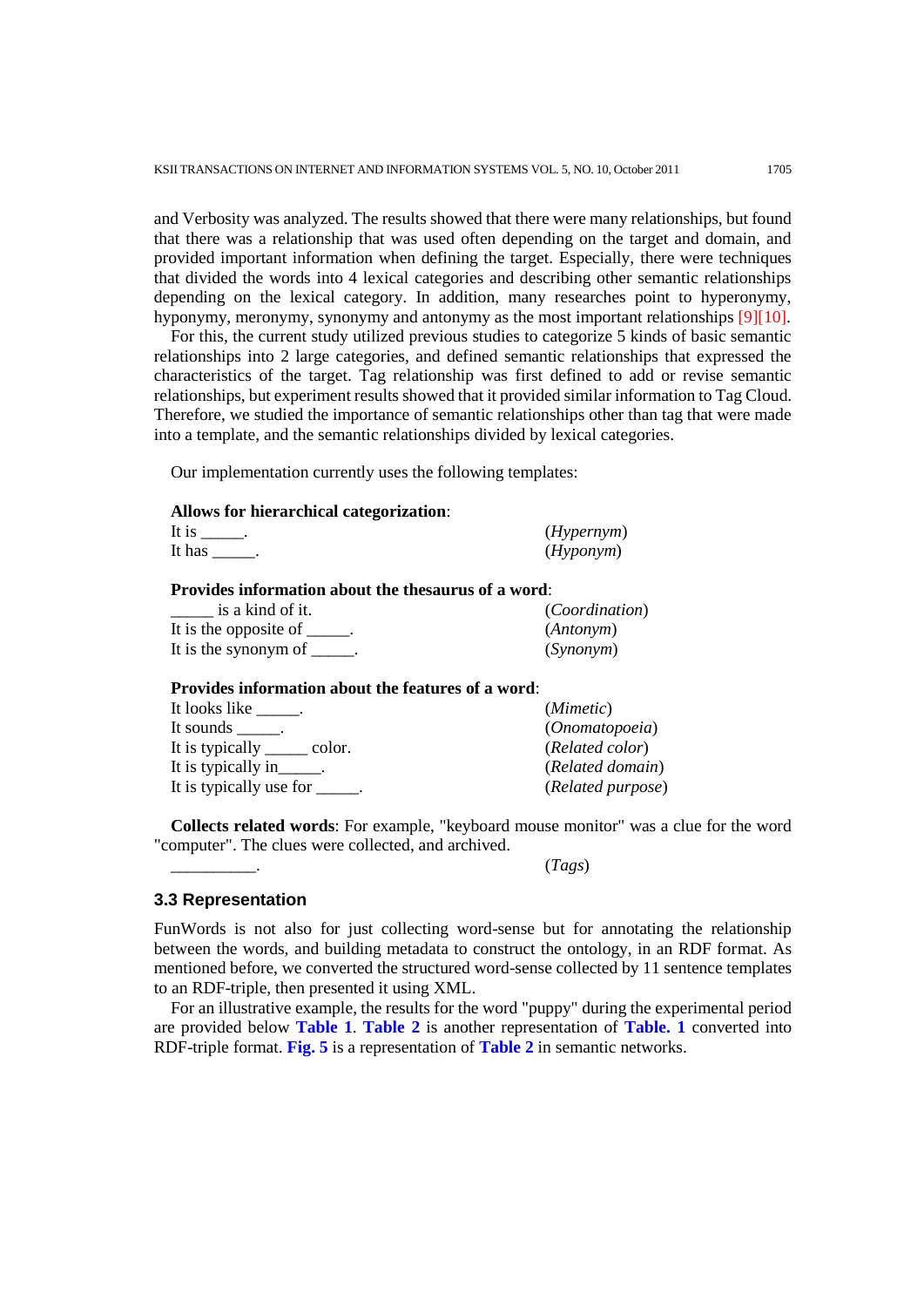and Verbosity was analyzed. The results showed that there were many relationships, but found that there was a relationship that was used often depending on the target and domain, and provided important information when defining the target. Especially, there were techniques that divided the words into 4 lexical categories and describing other semantic relationships depending on the lexical category. In addition, many researches point to hyperonymy, hyponymy, meronymy, synonymy and antonymy as the most important relationships [9][10].

For this, the current study utilized previous studies to categorize 5 kinds of basic semantic relationships into 2 large categories, and defined semantic relationships that expressed the characteristics of the target. Tag relationship was first defined to add or revise semantic relationships, but experiment results showed that it provided similar information to Tag Cloud. Therefore, we studied the importance of semantic relationships other than tag that were made into a template, and the semantic relationships divided by lexical categories.

Our implementation currently uses the following templates:

**Allows for hierarchical categorization**:

It is _____. (*Hypernym*)
It has _____. (*Hyponym*)

**Provides information about the thesaurus of a word**:

_____ is a kind of it. (*Coordination*)
It is the opposite of _____. (*Antonym*)
It is the synonym of _____. (*Synonym*)

**Provides information about the features of a word**:

It looks like _____. (*Mimetic*)
It sounds _____. (*Onomatopoeia*)
It is typically _____ color. (*Related color*)
It is typically in_____. (*Related domain*)
It is typically use for _____. (*Related purpose*)

**Collects related words**: For example, "keyboard mouse monitor" was a clue for the word "computer". The clues were collected, and archived.

__________. (*Tags*)

### 3.3 Representation

FunWords is not also for just collecting word-sense but for annotating the relationship between the words, and building metadata to construct the ontology, in an RDF format. As mentioned before, we converted the structured word-sense collected by 11 sentence templates to an RDF-triple, then presented it using XML.

For an illustrative example, the results for the word "puppy" during the experimental period are provided below **Table 1**. **Table 2** is another representation of **Table. 1** converted into RDF-triple format. **Fig. 5** is a representation of **Table 2** in semantic networks.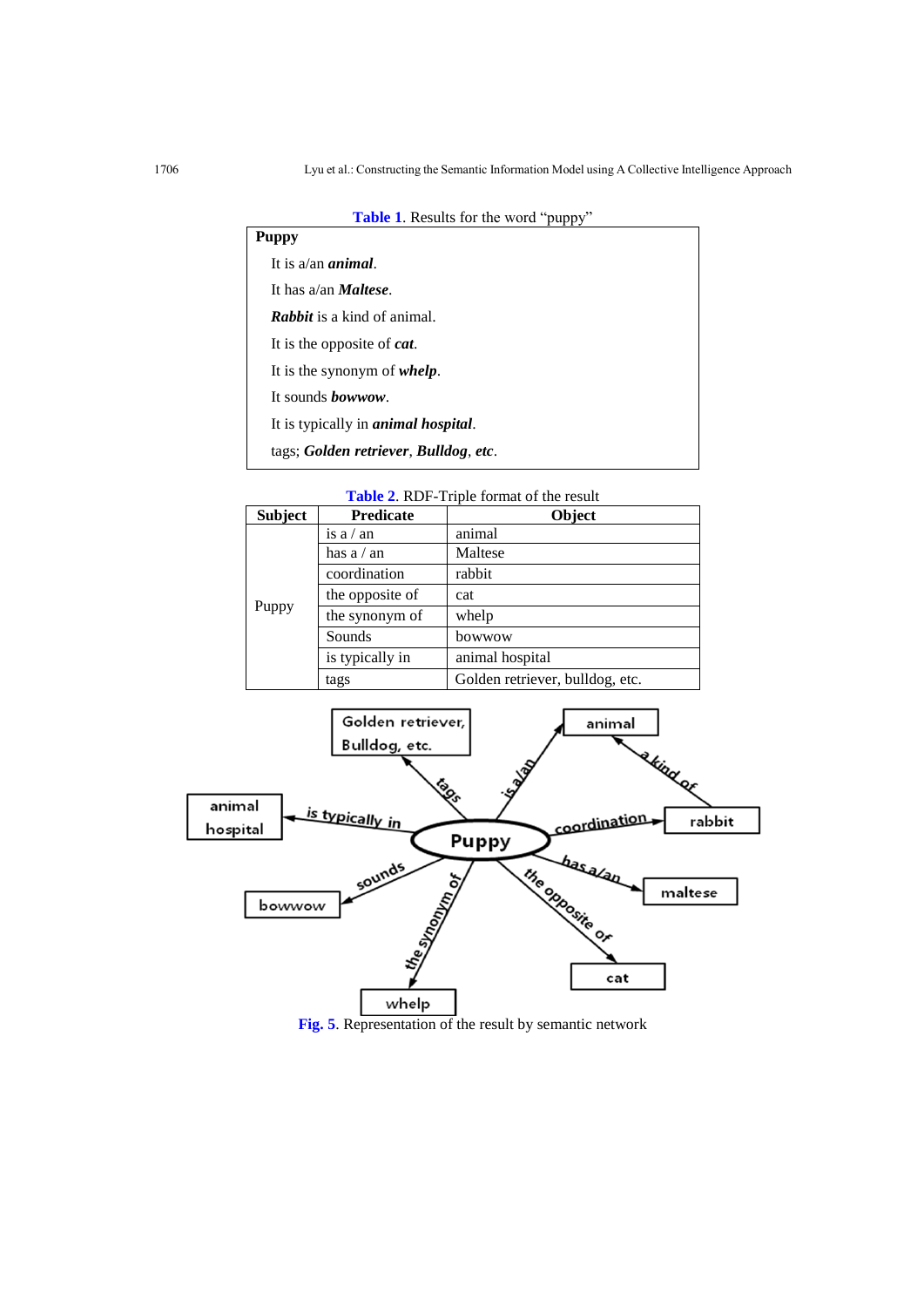Table 1. Results for the word “puppy”

| **Puppy** |
|---|
| It is a/an ***animal***. |
| It has a/an ***Maltese***. |
| ***Rabbit*** is a kind of animal. |
| It is the opposite of ***cat***. |
| It is the synonym of ***whelp***. |
| It sounds ***bowwow***. |
| It is typically in ***animal hospital***. |
| tags; ***Golden retriever***, ***Bulldog***, ***etc***. |

Table 2. RDF-Triple format of the result

| Subject | Predicate | Object |
|---|---|---|
| Puppy | is a / an | animal |
| | has a / an | Maltese |
| | coordination | rabbit |
| | the opposite of | cat |
| | the synonym of | whelp |
| | Sounds | bowwow |
| | is typically in | animal hospital |
| | tags | Golden retriever, bulldog, etc. |

Fig. 5. Representation of the result by semantic network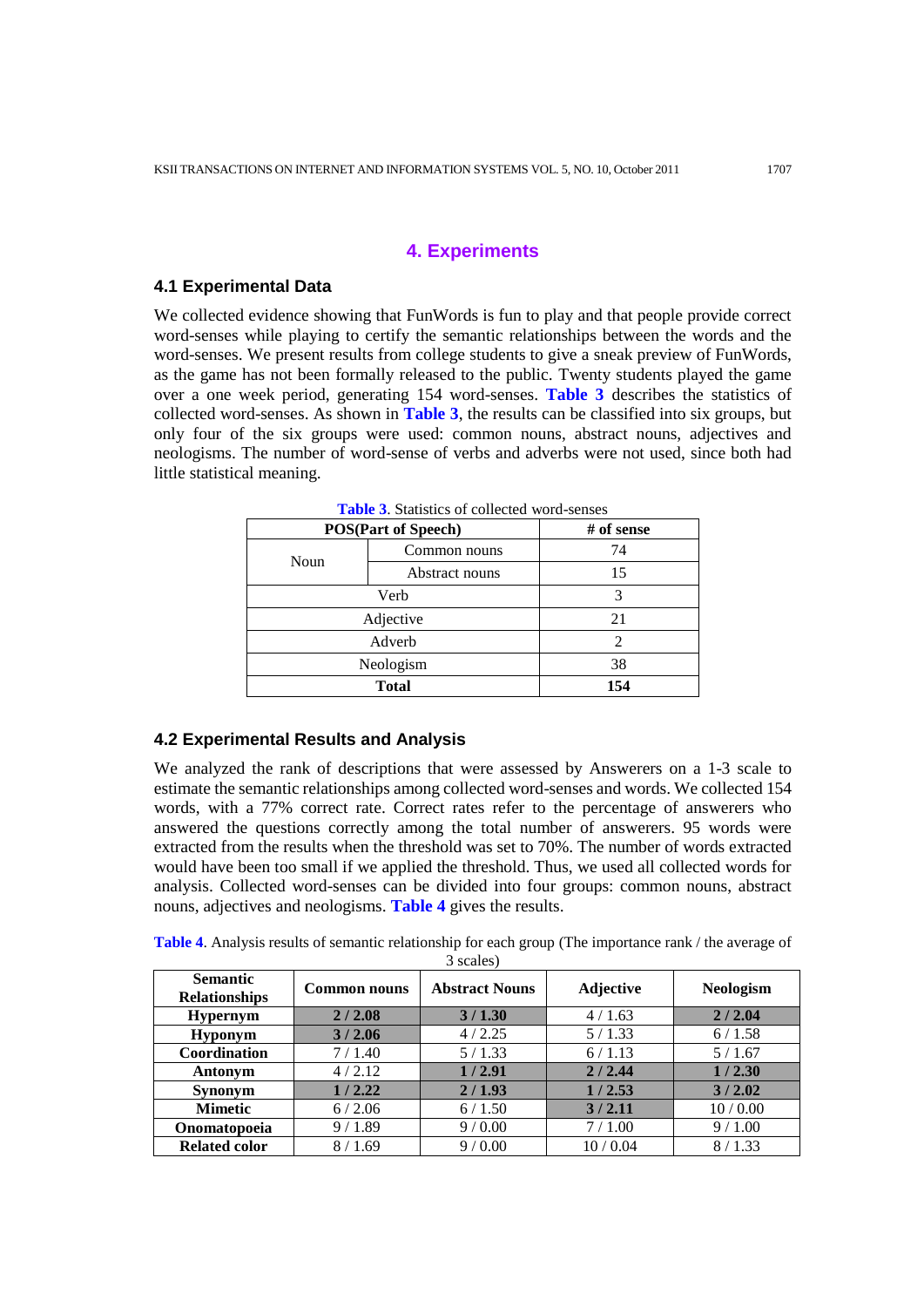# 4. Experiments

## 4.1 Experimental Data

We collected evidence showing that FunWords is fun to play and that people provide correct word-senses while playing to certify the semantic relationships between the words and the word-senses. We present results from college students to give a sneak preview of FunWords, as the game has not been formally released to the public. Twenty students played the game over a one week period, generating 154 word-senses. **Table 3** describes the statistics of collected word-senses. As shown in **Table 3**, the results can be classified into six groups, but only four of the six groups were used: common nouns, abstract nouns, adjectives and neologisms. The number of word-sense of verbs and adverbs were not used, since both had little statistical meaning.

**Table 3**. Statistics of collected word-senses

| POS(Part of Speech) | | # of sense |
|---|---|---|
| Noun | Common nouns | 74 |
| | Abstract nouns | 15 |
| Verb | | 3 |
| Adjective | | 21 |
| Adverb | | 2 |
| Neologism | | 38 |
| **Total** | | **154** |

## 4.2 Experimental Results and Analysis

We analyzed the rank of descriptions that were assessed by Answerers on a 1-3 scale to estimate the semantic relationships among collected word-senses and words. We collected 154 words, with a 77% correct rate. Correct rates refer to the percentage of answerers who answered the questions correctly among the total number of answerers. 95 words were extracted from the results when the threshold was set to 70%. The number of words extracted would have been too small if we applied the threshold. Thus, we used all collected words for analysis. Collected word-senses can be divided into four groups: common nouns, abstract nouns, adjectives and neologisms. **Table 4** gives the results.

**Table 4**. Analysis results of semantic relationship for each group (The importance rank / the average of 3 scales)

| Semantic Relationships | Common nouns | Abstract Nouns | Adjective | Neologism |
|---|---|---|---|---|
| **Hypernym** | **2 / 2.08** | **3 / 1.30** | 4 / 1.63 | **2 / 2.04** |
| **Hyponym** | **3 / 2.06** | 4 / 2.25 | 5 / 1.33 | 6 / 1.58 |
| **Coordination** | 7 / 1.40 | 5 / 1.33 | 6 / 1.13 | 5 / 1.67 |
| **Antonym** | 4 / 2.12 | **1 / 2.91** | **2 / 2.44** | **1 / 2.30** |
| **Synonym** | **1 / 2.22** | **2 / 1.93** | **1 / 2.53** | **3 / 2.02** |
| **Mimetic** | 6 / 2.06 | 6 / 1.50 | **3 / 2.11** | 10 / 0.00 |
| **Onomatopoeia** | 9 / 1.89 | 9 / 0.00 | 7 / 1.00 | 9 / 1.00 |
| **Related color** | 8 / 1.69 | 9 / 0.00 | 10 / 0.04 | 8 / 1.33 |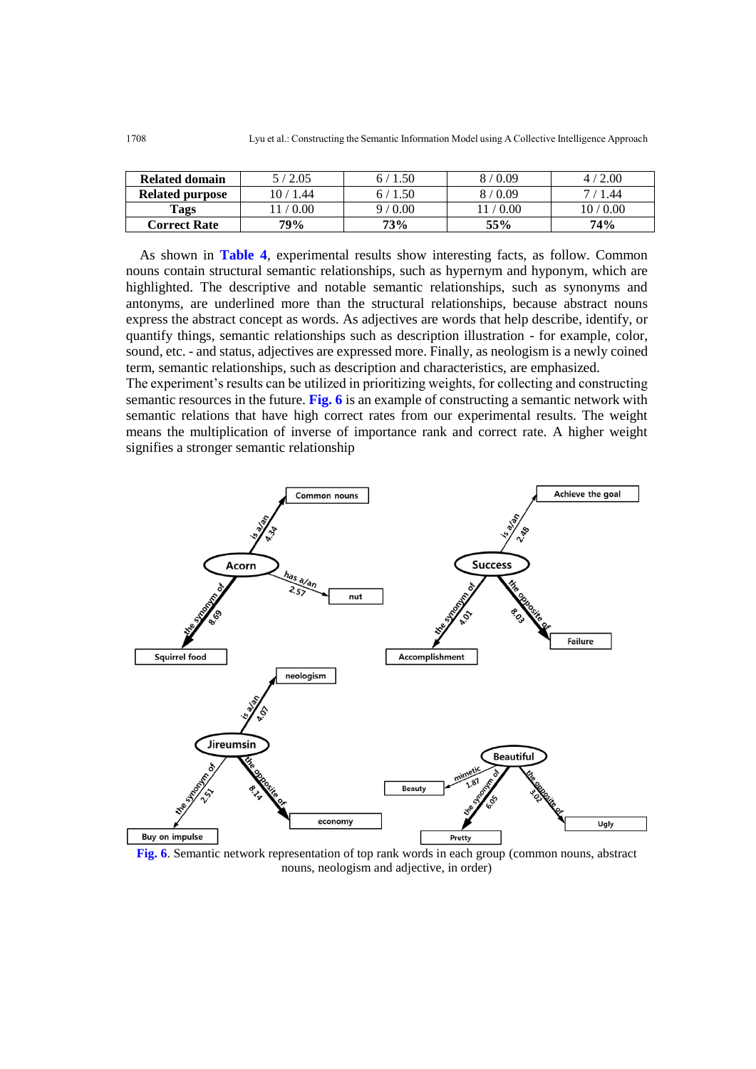| Related domain | 5 / 2.05 | 6 / 1.50 | 8 / 0.09 | 4 / 2.00 |
|---|---|---|---|---|
| Related purpose | 10 / 1.44 | 6 / 1.50 | 8 / 0.09 | 7 / 1.44 |
| Tags | 11 / 0.00 | 9 / 0.00 | 11 / 0.00 | 10 / 0.00 |
| **Correct Rate** | **79%** | **73%** | **55%** | **74%** |

As shown in **Table 4**, experimental results show interesting facts, as follow. Common nouns contain structural semantic relationships, such as hypernym and hyponym, which are highlighted. The descriptive and notable semantic relationships, such as synonyms and antonyms, are underlined more than the structural relationships, because abstract nouns express the abstract concept as words. As adjectives are words that help describe, identify, or quantify things, semantic relationships such as description illustration - for example, color, sound, etc. - and status, adjectives are expressed more. Finally, as neologism is a newly coined term, semantic relationships, such as description and characteristics, are emphasized.

The experiment's results can be utilized in prioritizing weightings, for collecting and constructing semantic resources in the future. **Fig. 6** is an example of constructing a semantic network with semantic relations that have high correct rates from our experimental results. The weight means the multiplication of inverse of importance rank and correct rate. A higher weight signifies a stronger semantic relationship

**Fig. 6**. Semantic network representation of top rank words in each group (common nouns, abstract nouns, neologism and adjective, in order)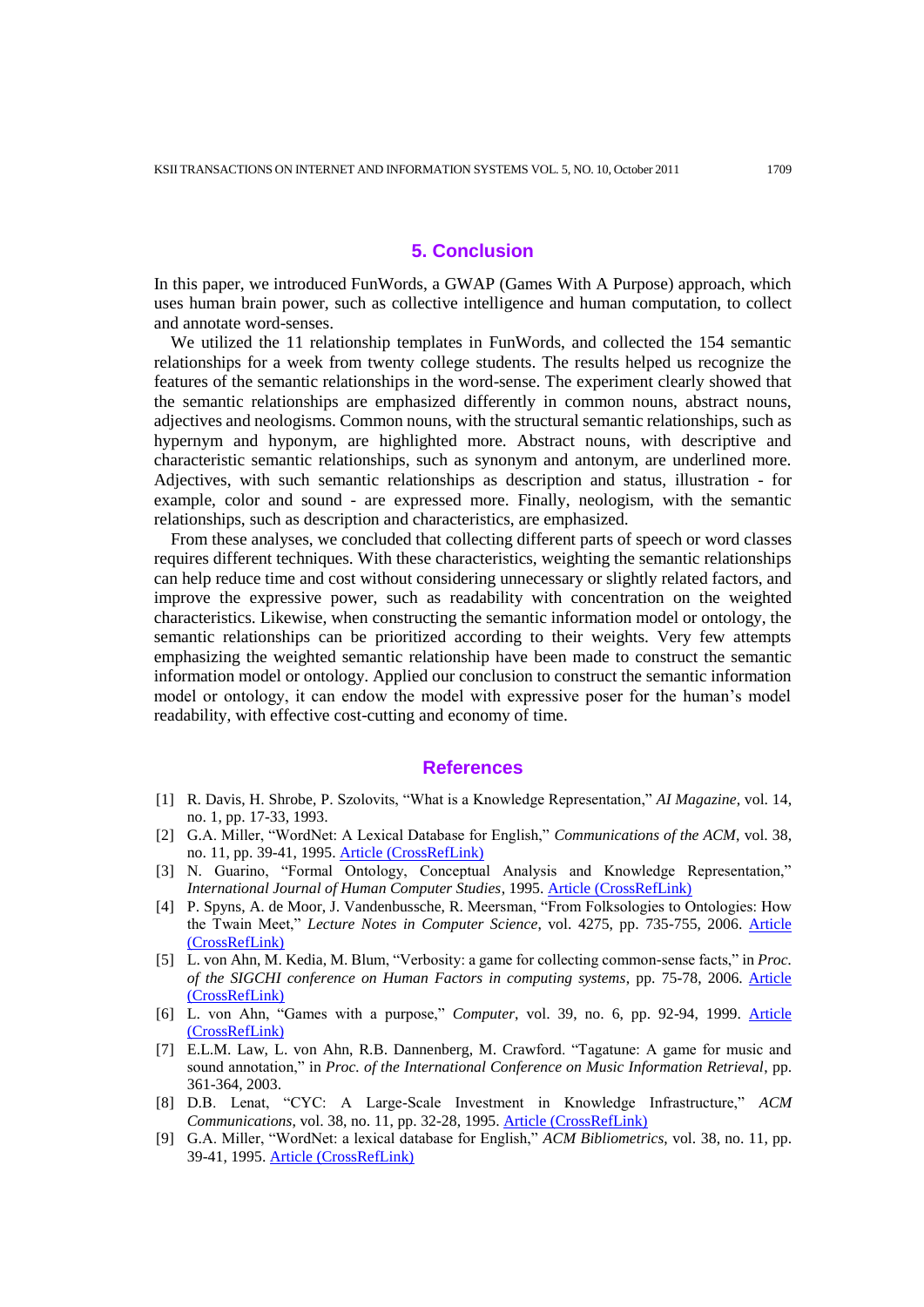## 5. Conclusion

In this paper, we introduced FunWords, a GWAP (Games With A Purpose) approach, which uses human brain power, such as collective intelligence and human computation, to collect and annotate word-senses.

We utilized the 11 relationship templates in FunWords, and collected the 154 semantic relationships for a week from twenty college students. The results helped us recognize the features of the semantic relationships in the word-sense. The experiment clearly showed that the semantic relationships are emphasized differently in common nouns, abstract nouns, adjectives and neologisms. Common nouns, with the structural semantic relationships, such as hypernym and hyponym, are highlighted more. Abstract nouns, with descriptive and characteristic semantic relationships, such as synonym and antonym, are underlined more. Adjectives, with such semantic relationships as description and status, illustration - for example, color and sound - are expressed more. Finally, neologism, with the semantic relationships, such as description and characteristics, are emphasized.

From these analyses, we concluded that collecting different parts of speech or word classes requires different techniques. With these characteristics, weighting the semantic relationships can help reduce time and cost without considering unnecessary or slightly related factors, and improve the expressive power, such as readability with concentration on the weighted characteristics. Likewise, when constructing the semantic information model or ontology, the semantic relationships can be prioritized according to their weights. Very few attempts emphasizing the weighted semantic relationship have been made to construct the semantic information model or ontology. Applied our conclusion to construct the semantic information model or ontology, it can endow the model with expressive poser for the human's model readability, with effective cost-cutting and economy of time.

## References

[1] R. Davis, H. Shrobe, P. Szolovits, "What is a Knowledge Representation," *AI Magazine*, vol. 14, no. 1, pp. 17-33, 1993.

[2] G.A. Miller, "WordNet: A Lexical Database for English," *Communications of the ACM*, vol. 38, no. 11, pp. 39-41, 1995. Article (CrossRefLink)

[3] N. Guarino, "Formal Ontology, Conceptual Analysis and Knowledge Representation," *International Journal of Human Computer Studies*, 1995. Article (CrossRefLink)

[4] P. Spyns, A. de Moor, J. Vandenbussche, R. Meersman, "From Folksologies to Ontologies: How the Twain Meet," *Lecture Notes in Computer Science*, vol. 4275, pp. 735-755, 2006. Article (CrossRefLink)

[5] L. von Ahn, M. Kedia, M. Blum, "Verbosity: a game for collecting common-sense facts," in *Proc. of the SIGCHI conference on Human Factors in computing systems*, pp. 75-78, 2006. Article (CrossRefLink)

[6] L. von Ahn, "Games with a purpose," *Computer*, vol. 39, no. 6, pp. 92-94, 1999. Article (CrossRefLink)

[7] E.L.M. Law, L. von Ahn, R.B. Dannenberg, M. Crawford. "Tagatune: A game for music and sound annotation," in *Proc. of the International Conference on Music Information Retrieval*, pp. 361-364, 2003.

[8] D.B. Lenat, "CYC: A Large-Scale Investment in Knowledge Infrastructure," *ACM Communications*, vol. 38, no. 11, pp. 32-28, 1995. Article (CrossRefLink)

[9] G.A. Miller, "WordNet: a lexical database for English," *ACM Bibliometrics*, vol. 38, no. 11, pp. 39-41, 1995. Article (CrossRefLink)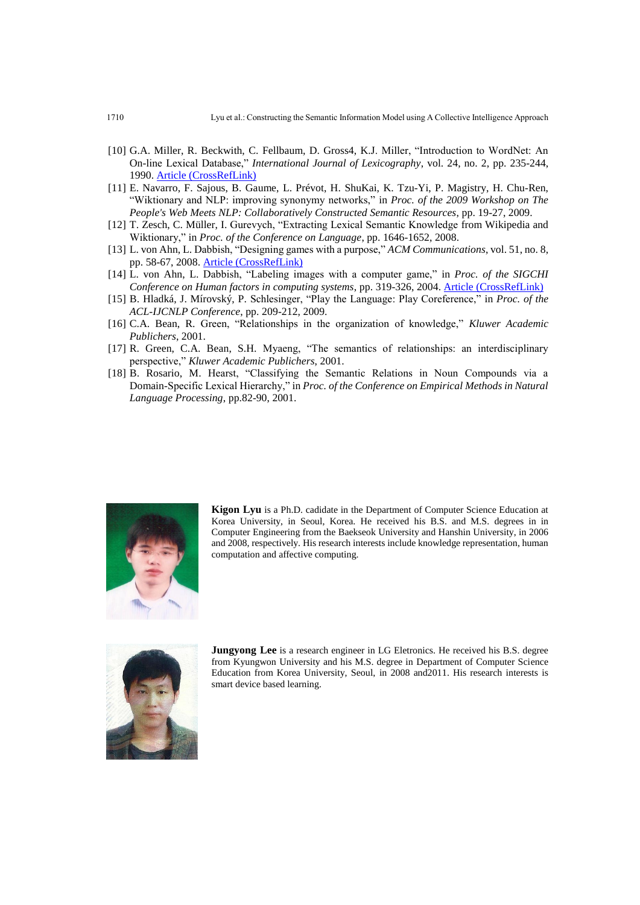[10] G.A. Miller, R. Beckwith, C. Fellbaum, D. Gross4, K.J. Miller, "Introduction to WordNet: An On-line Lexical Database," *International Journal of Lexicography*, vol. 24, no. 2, pp. 235-244, 1990. Article (CrossRefLink)

[11] E. Navarro, F. Sajous, B. Gaume, L. Prévot, H. ShuKai, K. Tzu-Yi, P. Magistry, H. Chu-Ren, "Wiktionary and NLP: improving synonymy networks," in *Proc. of the 2009 Workshop on The People's Web Meets NLP: Collaboratively Constructed Semantic Resources*, pp. 19-27, 2009.

[12] T. Zesch, C. Müller, I. Gurevych, "Extracting Lexical Semantic Knowledge from Wikipedia and Wiktionary," in *Proc. of the Conference on Language*, pp. 1646-1652, 2008.

[13] L. von Ahn, L. Dabbish, "Designing games with a purpose," *ACM Communications*, vol. 51, no. 8, pp. 58-67, 2008. Article (CrossRefLink)

[14] L. von Ahn, L. Dabbish, "Labeling images with a computer game," in *Proc. of the SIGCHI Conference on Human factors in computing systems*, pp. 319-326, 2004. Article (CrossRefLink)

[15] B. Hladká, J. Mírovský, P. Schlesinger, "Play the Language: Play Coreference," in *Proc. of the ACL-IJCNLP Conference*, pp. 209-212, 2009.

[16] C.A. Bean, R. Green, "Relationships in the organization of knowledge," *Kluwer Academic Publichers*, 2001.

[17] R. Green, C.A. Bean, S.H. Myaeng, "The semantics of relationships: an interdisciplinary perspective," *Kluwer Academic Publichers*, 2001.

[18] B. Rosario, M. Hearst, "Classifying the Semantic Relations in Noun Compounds via a Domain-Specific Lexical Hierarchy," in *Proc. of the Conference on Empirical Methods in Natural Language Processing*, pp.82-90, 2001.

**Kigon Lyu** is a Ph.D. cadidate in the Department of Computer Science Education at Korea University, in Seoul, Korea. He received his B.S. and M.S. degrees in in Computer Engineering from the Baekseok University and Hanshin University, in 2006 and 2008, respectively. His research interests include knowledge representation, human computation and affective computing.

**Jungyong Lee** is a research engineer in LG Eletronics. He received his B.S. degree from Kyungwon University and his M.S. degree in Department of Computer Science Education from Korea University, Seoul, in 2008 and2011. His research interests is smart device based learning.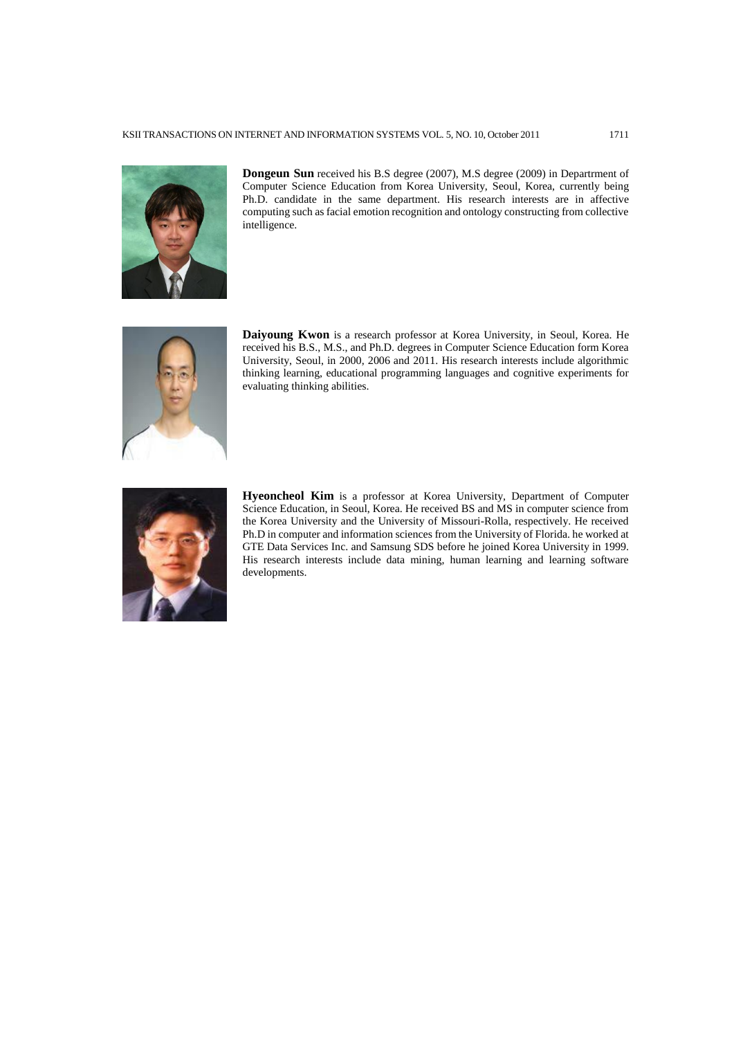**Dongeun Sun** received his B.S degree (2007), M.S degree (2009) in Departrment of Computer Science Education from Korea University, Seoul, Korea, currently being Ph.D. candidate in the same department. His research interests are in affective computing such as facial emotion recognition and ontology constructing from collective intelligence.

**Daiyoung Kwon** is a research professor at Korea University, in Seoul, Korea. He received his B.S., M.S., and Ph.D. degrees in Computer Science Education form Korea University, Seoul, in 2000, 2006 and 2011. His research interests include algorithmic thinking learning, educational programming languages and cognitive experiments for evaluating thinking abilities.

**Hyeoncheol Kim** is a professor at Korea University, Department of Computer Science Education, in Seoul, Korea. He received BS and MS in computer science from the Korea University and the University of Missouri-Rolla, respectively. He received Ph.D in computer and information sciences from the University of Florida. he worked at GTE Data Services Inc. and Samsung SDS before he joined Korea University in 1999. His research interests include data mining, human learning and learning software developments.